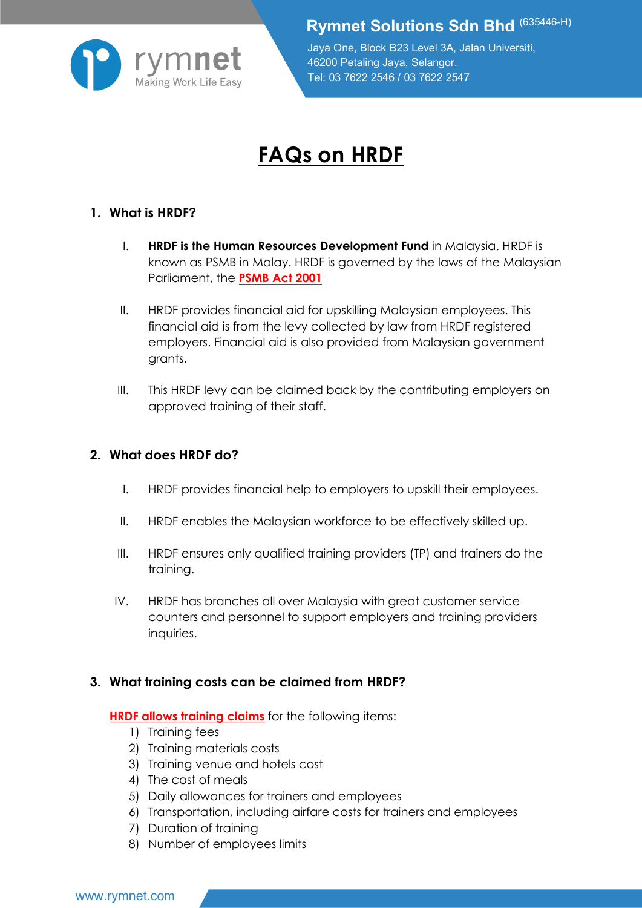# FAQs on HRDF

## 1. What is HRDF?

I. **HRDF is the Human Resources Development Fund** in Malaysia. HRDF is known as PSMB in Malay. HRDF is governed by the laws of the Malaysian Parliament, the **PSMB Act 2001**

II. HRDF provides financial aid for upskilling Malaysian employees. This financial aid is from the levy collected by law from HRDF registered employers. Financial aid is also provided from Malaysian government grants.

III. This HRDF levy can be claimed back by the contributing employers on approved training of their staff.

## 2. What does HRDF do?

I. HRDF provides financial help to employers to upskill their employees.

II. HRDF enables the Malaysian workforce to be effectively skilled up.

III. HRDF ensures only qualified training providers (TP) and trainers do the training.

IV. HRDF has branches all over Malaysia with great customer service counters and personnel to support employers and training providers inquiries.

## 3. What training costs can be claimed from HRDF?

**HRDF allows training claims** for the following items:

1) Training fees
2) Training materials costs
3) Training venue and hotels cost
4) The cost of meals
5) Daily allowances for trainers and employees
6) Transportation, including airfare costs for trainers and employees
7) Duration of training
8) Number of employees limits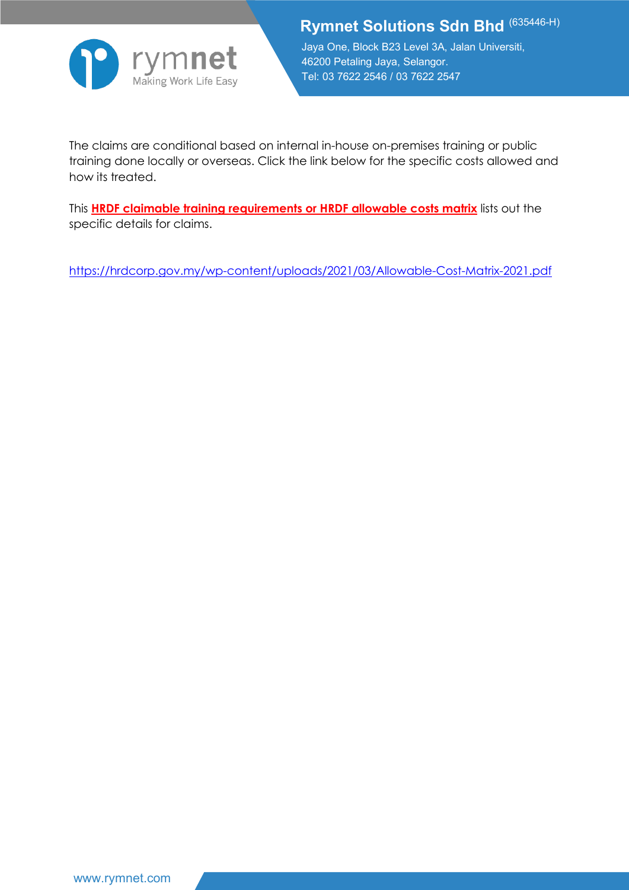The claims are conditional based on internal in-house on-premises training or public training done locally or overseas. Click the link below for the specific costs allowed and how its treated.

This **HRDF claimable training requirements or HRDF allowable costs matrix** lists out the specific details for claims.

https://hrdcorp.gov.my/wp-content/uploads/2021/03/Allowable-Cost-Matrix-2021.pdf